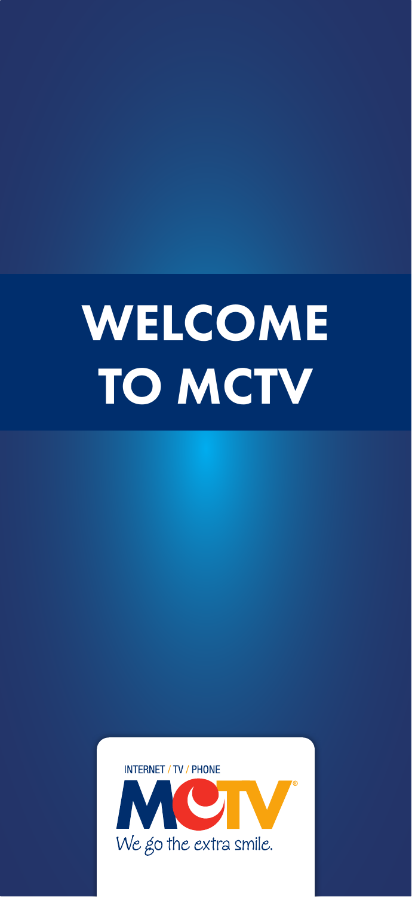# WELCOME TO MCTV

INTERNET / TV / PHONE

MCTV®

*We go the extra smile.*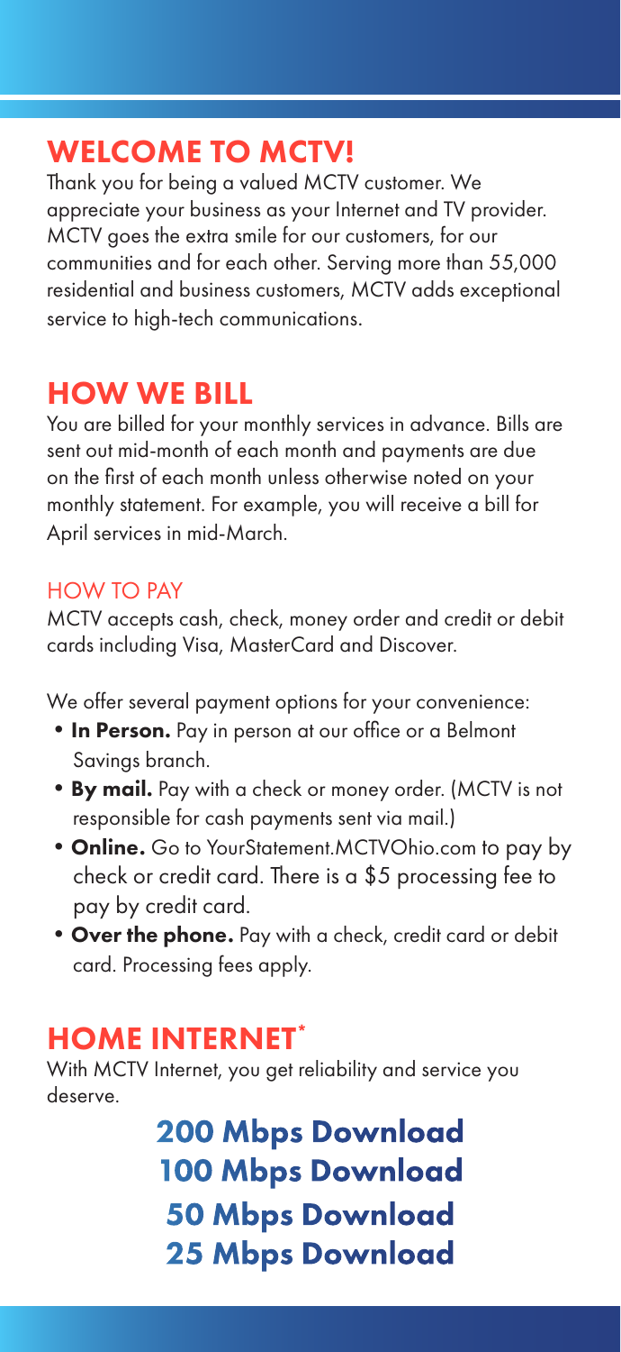## WELCOME TO MCTV!

Thank you for being a valued MCTV customer. We appreciate your business as your Internet and TV provider. MCTV goes the extra smile for our customers, for our communities and for each other. Serving more than 55,000 residential and business customers, MCTV adds exceptional service to high-tech communications.

## HOW WE BILL

You are billed for your monthly services in advance. Bills are sent out mid-month of each month and payments are due on the first of each month unless otherwise noted on your monthly statement. For example, you will receive a bill for April services in mid-March.

### HOW TO PAY

MCTV accepts cash, check, money order and credit or debit cards including Visa, MasterCard and Discover.

We offer several payment options for your convenience:

- **In Person.** Pay in person at our office or a Belmont Savings branch.
- **By mail.** Pay with a check or money order. (MCTV is not responsible for cash payments sent via mail.)
- **Online.** Go to YourStatement.MCTVOhio.com to pay by check or credit card. There is a $5 processing fee to pay by credit card.
- **Over the phone.** Pay with a check, credit card or debit card. Processing fees apply.

## HOME INTERNET*

With MCTV Internet, you get reliability and service you deserve.

**200 Mbps Download**
**100 Mbps Download**
**50 Mbps Download**
**25 Mbps Download**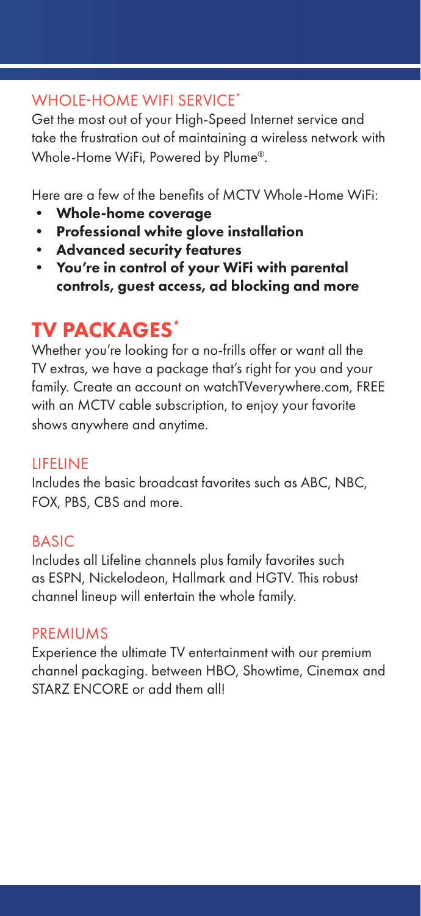### WHOLE-HOME WIFI SERVICE*

Get the most out of your High-Speed Internet service and take the frustration out of maintaining a wireless network with Whole-Home WiFi, Powered by Plume®.

Here are a few of the benefits of MCTV Whole-Home WiFi:

- **Whole-home coverage**
- **Professional white glove installation**
- **Advanced security features**
- **You're in control of your WiFi with parental controls, guest access, ad blocking and more**

## TV PACKAGES*

Whether you're looking for a no-frills offer or want all the TV extras, we have a package that's right for you and your family. Create an account on watchTVeverywhere.com, FREE with an MCTV cable subscription, to enjoy your favorite shows anywhere and anytime.

### LIFELINE

Includes the basic broadcast favorites such as ABC, NBC, FOX, PBS, CBS and more.

### BASIC

Includes all Lifeline channels plus family favorites such as ESPN, Nickelodeon, Hallmark and HGTV. This robust channel lineup will entertain the whole family.

### PREMIUMS

Experience the ultimate TV entertainment with our premium channel packaging. between HBO, Showtime, Cinemax and STARZ ENCORE or add them all!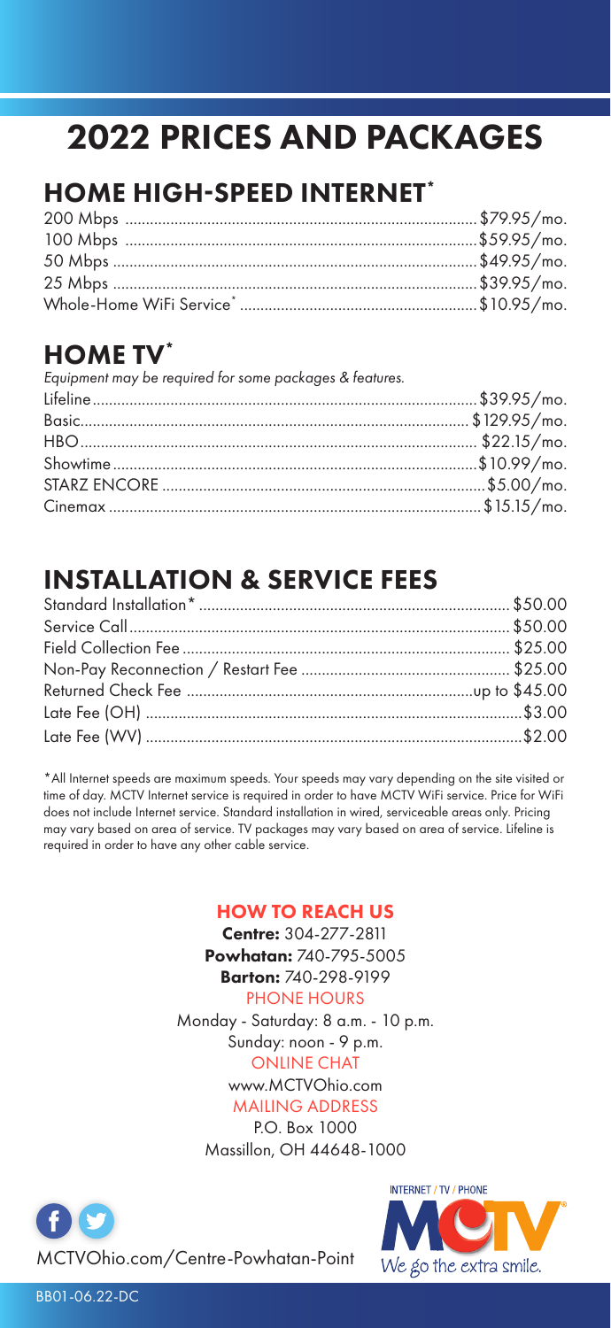# 2022 PRICES AND PACKAGES

## HOME HIGH-SPEED INTERNET*

| | |
|---|---|
| 200 Mbps | $79.95/mo. |
| 100 Mbps | $59.95/mo. |
| 50 Mbps | $49.95/mo. |
| 25 Mbps | $39.95/mo. |
| Whole-Home WiFi Service* | $10.95/mo. |

## HOME TV*

*Equipment may be required for some packages & features.*

| | |
|---|---|
| Lifeline | $39.95/mo. |
| Basic | $129.95/mo. |
| HBO | $22.15/mo. |
| Showtime | $10.99/mo. |
| STARZ ENCORE | $5.00/mo. |
| Cinemax | $15.15/mo. |

## INSTALLATION & SERVICE FEES

| | |
|---|---|
| Standard Installation* | $50.00 |
| Service Call | $50.00 |
| Field Collection Fee | $25.00 |
| Non-Pay Reconnection / Restart Fee | $25.00 |
| Returned Check Fee | up to $45.00 |
| Late Fee (OH) | $3.00 |
| Late Fee (WV) | $2.00 |

*All Internet speeds are maximum speeds. Your speeds may vary depending on the site visited or time of day. MCTV Internet service is required in order to have MCTV WiFi service. Price for WiFi does not include Internet service. Standard installation in wired, serviceable areas only. Pricing may vary based on area of service. TV packages may vary based on area of service. Lifeline is required in order to have any other cable service.

### HOW TO REACH US

**Centre:** 304-277-2811
**Powhatan:** 740-795-5005
**Barton:** 740-298-9199

PHONE HOURS

Monday - Saturday: 8 a.m. - 10 p.m.
Sunday: noon - 9 p.m.

ONLINE CHAT

www.MCTVOhio.com

MAILING ADDRESS

P.O. Box 1000
Massillon, OH 44648-1000

MCTVOhio.com/Centre-Powhatan-Point

INTERNET / TV / PHONE

MCTV

We go the extra smile.

BB01-06.22-DC